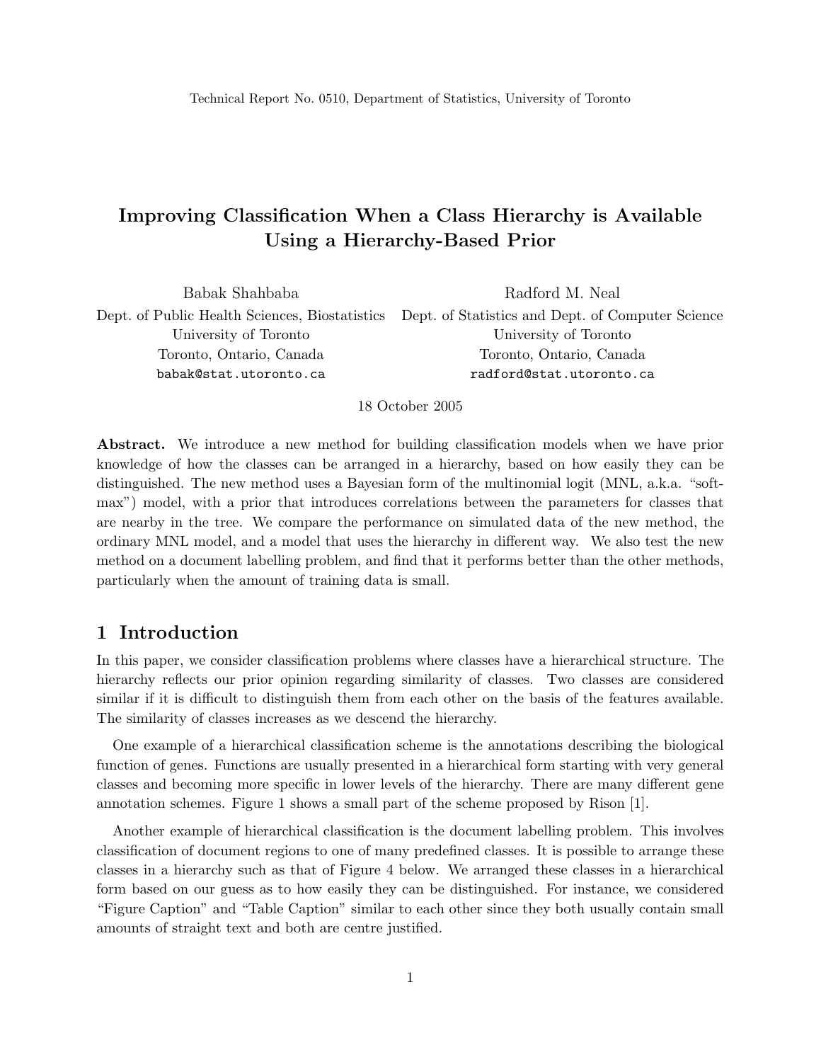Technical Report No. 0510, Department of Statistics, University of Toronto

# Improving Classification When a Class Hierarchy is Available Using a Hierarchy-Based Prior

Babak Shahbaba
Dept. of Public Health Sciences, Biostatistics
University of Toronto
Toronto, Ontario, Canada
babak@stat.utoronto.ca

Radford M. Neal
Dept. of Statistics and Dept. of Computer Science
University of Toronto
Toronto, Ontario, Canada
radford@stat.utoronto.ca

18 October 2005

**Abstract.** We introduce a new method for building classification models when we have prior knowledge of how the classes can be arranged in a hierarchy, based on how easily they can be distinguished. The new method uses a Bayesian form of the multinomial logit (MNL, a.k.a. "softmax") model, with a prior that introduces correlations between the parameters for classes that are nearby in the tree. We compare the performance on simulated data of the new method, the ordinary MNL model, and a model that uses the hierarchy in different way. We also test the new method on a document labelling problem, and find that it performs better than the other methods, particularly when the amount of training data is small.

## 1 Introduction

In this paper, we consider classification problems where classes have a hierarchical structure. The hierarchy reflects our prior opinion regarding similarity of classes. Two classes are considered similar if it is difficult to distinguish them from each other on the basis of the features available. The similarity of classes increases as we descend the hierarchy.

One example of a hierarchical classification scheme is the annotations describing the biological function of genes. Functions are usually presented in a hierarchical form starting with very general classes and becoming more specific in lower levels of the hierarchy. There are many different gene annotation schemes. Figure 1 shows a small part of the scheme proposed by Rison [1].

Another example of hierarchical classification is the document labelling problem. This involves classification of document regions to one of many predefined classes. It is possible to arrange these classes in a hierarchy such as that of Figure 4 below. We arranged these classes in a hierarchical form based on our guess as to how easily they can be distinguished. For instance, we considered "Figure Caption" and "Table Caption" similar to each other since they both usually contain small amounts of straight text and both are centre justified.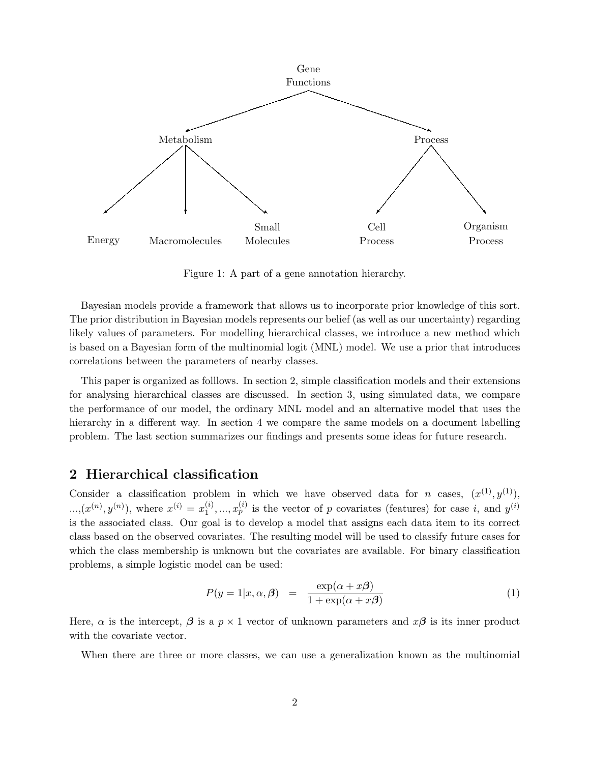Figure 1: A part of a gene annotation hierarchy.

Bayesian models provide a framework that allows us to incorporate prior knowledge of this sort. The prior distribution in Bayesian models represents our belief (as well as our uncertainty) regarding likely values of parameters. For modelling hierarchical classes, we introduce a new method which is based on a Bayesian form of the multinomial logit (MNL) model. We use a prior that introduces correlations between the parameters of nearby classes.

This paper is organized as folllows. In section 2, simple classification models and their extensions for analysing hierarchical classes are discussed. In section 3, using simulated data, we compare the performance of our model, the ordinary MNL model and an alternative model that uses the hierarchy in a different way. In section 4 we compare the same models on a document labelling problem. The last section summarizes our findings and presents some ideas for future research.

## 2 Hierarchical classification

Consider a classification problem in which we have observed data for $n$ cases, $(x^{(1)}, y^{(1)})$, ...,$(x^{(n)}, y^{(n)})$, where $x^{(i)} = x_1^{(i)}, ..., x_p^{(i)}$ is the vector of $p$ covariates (features) for case $i$, and $y^{(i)}$ is the associated class. Our goal is to develop a model that assigns each data item to its correct class based on the observed covariates. The resulting model will be used to classify future cases for which the class membership is unknown but the covariates are available. For binary classification problems, a simple logistic model can be used:

$$P(y = 1|x, \alpha, \boldsymbol{\beta}) = \frac{\exp(\alpha + x\boldsymbol{\beta})}{1 + \exp(\alpha + x\boldsymbol{\beta})} \tag{1}$$

Here, $\alpha$ is the intercept, $\boldsymbol{\beta}$ is a $p \times 1$ vector of unknown parameters and $x\boldsymbol{\beta}$ is its inner product with the covariate vector.

When there are three or more classes, we can use a generalization known as the multinomial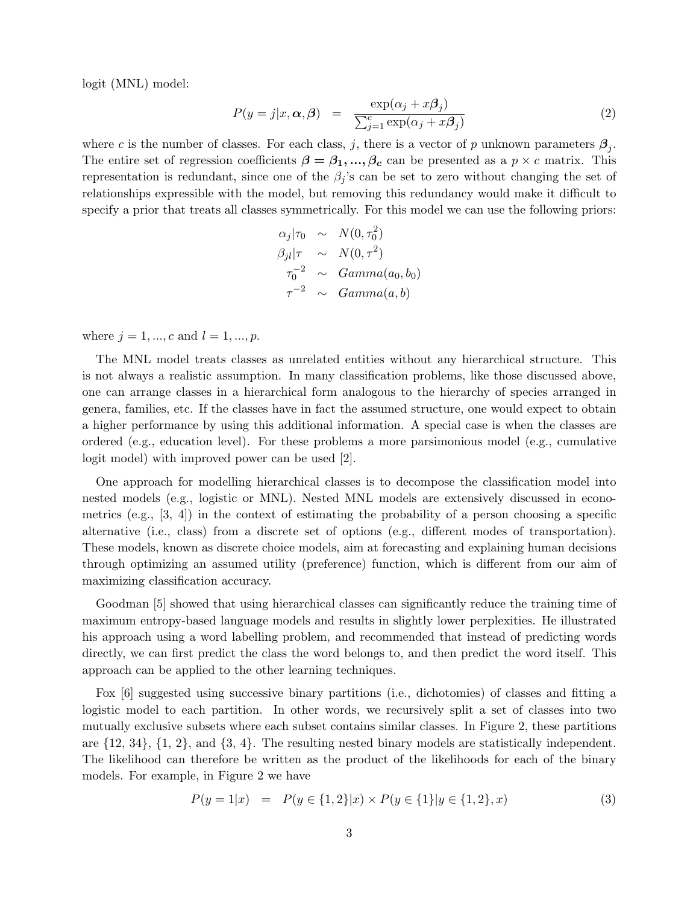logit (MNL) model:

$$P(y = j|x, \boldsymbol{\alpha}, \boldsymbol{\beta}) = \frac{\exp(\alpha_j + x\boldsymbol{\beta}_j)}{\sum_{j=1}^{c} \exp(\alpha_j + x\boldsymbol{\beta}_j)} \quad (2)$$

where $c$ is the number of classes. For each class, $j$, there is a vector of $p$ unknown parameters $\boldsymbol{\beta}_j$. The entire set of regression coefficients $\boldsymbol{\beta} = \boldsymbol{\beta_1}, ..., \boldsymbol{\beta_c}$ can be presented as a $p \times c$ matrix. This representation is redundant, since one of the $\beta_j$'s can be set to zero without changing the set of relationships expressible with the model, but removing this redundancy would make it difficult to specify a prior that treats all classes symmetrically. For this model we can use the following priors:

$$\begin{aligned}
\alpha_j|\tau_0 &\sim N(0, \tau_0^2) \\
\beta_{jl}|\tau &\sim N(0, \tau^2) \\
\tau_0^{-2} &\sim Gamma(a_0, b_0) \\
\tau^{-2} &\sim Gamma(a, b)
\end{aligned}$$

where $j = 1, ..., c$ and $l = 1, ..., p$.

The MNL model treats classes as unrelated entities without any hierarchical structure. This is not always a realistic assumption. In many classification problems, like those discussed above, one can arrange classes in a hierarchical form analogous to the hierarchy of species arranged in genera, families, etc. If the classes have in fact the assumed structure, one would expect to obtain a higher performance by using this additional information. A special case is when the classes are ordered (e.g., education level). For these problems a more parsimonious model (e.g., cumulative logit model) with improved power can be used [2].

One approach for modelling hierarchical classes is to decompose the classification model into nested models (e.g., logistic or MNL). Nested MNL models are extensively discussed in econometrics (e.g., [3, 4]) in the context of estimating the probability of a person choosing a specific alternative (i.e., class) from a discrete set of options (e.g., different modes of transportation). These models, known as discrete choice models, aim at forecasting and explaining human decisions through optimizing an assumed utility (preference) function, which is different from our aim of maximizing classification accuracy.

Goodman [5] showed that using hierarchical classes can significantly reduce the training time of maximum entropy-based language models and results in slightly lower perplexities. He illustrated his approach using a word labelling problem, and recommended that instead of predicting words directly, we can first predict the class the word belongs to, and then predict the word itself. This approach can be applied to the other learning techniques.

Fox [6] suggested using successive binary partitions (i.e., dichotomies) of classes and fitting a logistic model to each partition. In other words, we recursively split a set of classes into two mutually exclusive subsets where each subset contains similar classes. In Figure 2, these partitions are {12, 34}, {1, 2}, and {3, 4}. The resulting nested binary models are statistically independent. The likelihood can therefore be written as the product of the likelihoods for each of the binary models. For example, in Figure 2 we have

$$P(y = 1|x) = P(y \in \{1, 2\}|x) \times P(y \in \{1\}|y \in \{1, 2\}, x) \quad (3)$$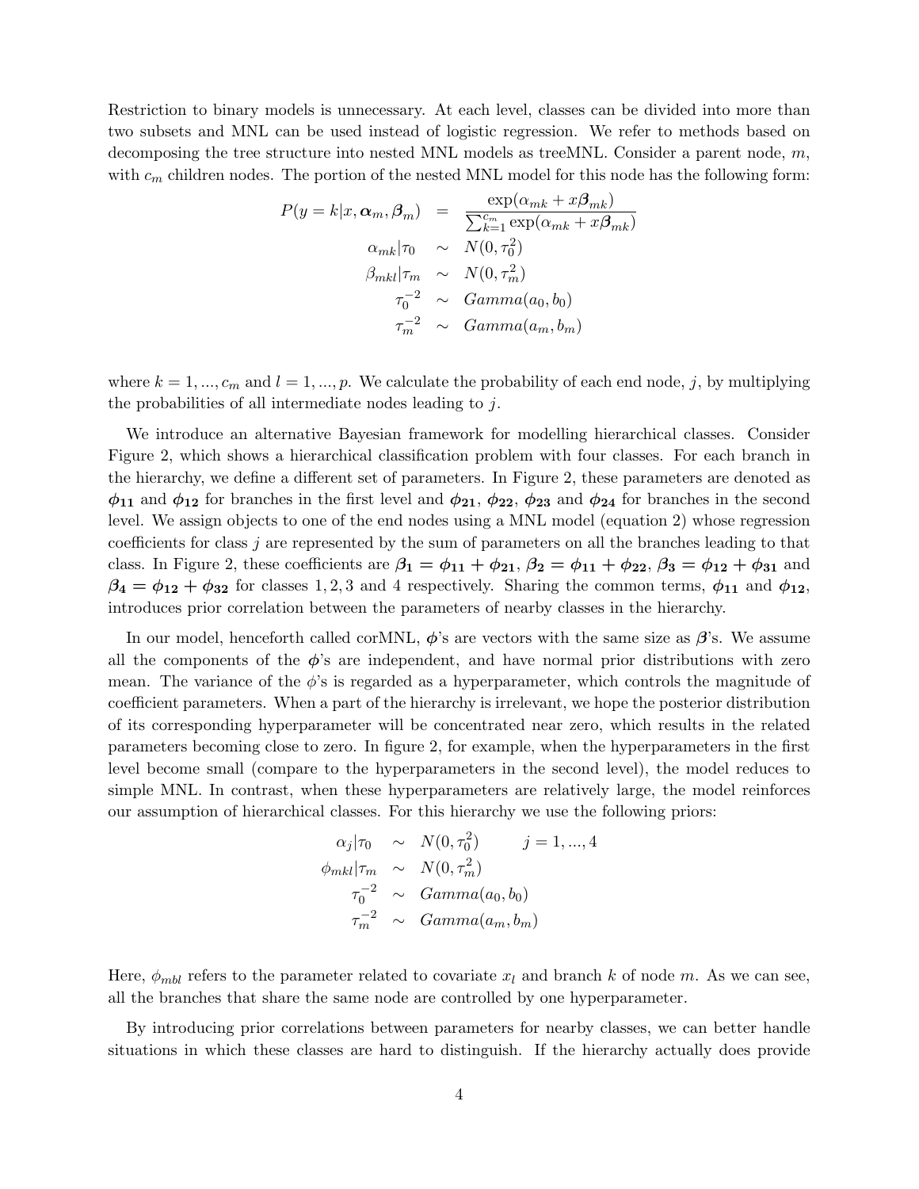Restriction to binary models is unnecessary. At each level, classes can be divided into more than two subsets and MNL can be used instead of logistic regression. We refer to methods based on decomposing the tree structure into nested MNL models as treeMNL. Consider a parent node, $m$, with $c_m$ children nodes. The portion of the nested MNL model for this node has the following form:

$$
\begin{aligned}
P(y = k | x, \boldsymbol{\alpha}_m, \boldsymbol{\beta}_m) &= \frac{\exp(\alpha_{mk} + x\boldsymbol{\beta}_{mk})}{\sum_{k=1}^{c_m} \exp(\alpha_{mk} + x\boldsymbol{\beta}_{mk})} \\
\alpha_{mk} | \tau_0 &\sim N(0, \tau_0^2) \\
\beta_{mkl} | \tau_m &\sim N(0, \tau_m^2) \\
\tau_0^{-2} &\sim Gamma(a_0, b_0) \\
\tau_m^{-2} &\sim Gamma(a_m, b_m)
\end{aligned}
$$

where $k = 1, ..., c_m$ and $l = 1, ..., p$. We calculate the probability of each end node, $j$, by multiplying the probabilities of all intermediate nodes leading to $j$.

We introduce an alternative Bayesian framework for modelling hierarchical classes. Consider Figure 2, which shows a hierarchical classification problem with four classes. For each branch in the hierarchy, we define a different set of parameters. In Figure 2, these parameters are denoted as $\boldsymbol{\phi_{11}}$ and $\boldsymbol{\phi_{12}}$ for branches in the first level and $\boldsymbol{\phi_{21}}$, $\boldsymbol{\phi_{22}}$, $\boldsymbol{\phi_{23}}$ and $\boldsymbol{\phi_{24}}$ for branches in the second level. We assign objects to one of the end nodes using a MNL model (equation 2) whose regression coefficients for class $j$ are represented by the sum of parameters on all the branches leading to that class. In Figure 2, these coefficients are $\boldsymbol{\beta_1} = \boldsymbol{\phi_{11}} + \boldsymbol{\phi_{21}}$, $\boldsymbol{\beta_2} = \boldsymbol{\phi_{11}} + \boldsymbol{\phi_{22}}$, $\boldsymbol{\beta_3} = \boldsymbol{\phi_{12}} + \boldsymbol{\phi_{31}}$ and $\boldsymbol{\beta_4} = \boldsymbol{\phi_{12}} + \boldsymbol{\phi_{32}}$ for classes $1, 2, 3$ and $4$ respectively. Sharing the common terms, $\boldsymbol{\phi_{11}}$ and $\boldsymbol{\phi_{12}}$, introduces prior correlation between the parameters of nearby classes in the hierarchy.

In our model, henceforth called corMNL, $\boldsymbol{\phi}$'s are vectors with the same size as $\boldsymbol{\beta}$'s. We assume all the components of the $\boldsymbol{\phi}$'s are independent, and have normal prior distributions with zero mean. The variance of the $\phi$'s is regarded as a hyperparameter, which controls the magnitude of coefficient parameters. When a part of the hierarchy is irrelevant, we hope the posterior distribution of its corresponding hyperparameter will be concentrated near zero, which results in the related parameters becoming close to zero. In figure 2, for example, when the hyperparameters in the first level become small (compare to the hyperparameters in the second level), the model reduces to simple MNL. In contrast, when these hyperparameters are relatively large, the model reinforces our assumption of hierarchical classes. For this hierarchy we use the following priors:

$$
\begin{aligned}
\alpha_j | \tau_0 &\sim N(0, \tau_0^2) \qquad j = 1, ..., 4 \\
\phi_{mkl} | \tau_m &\sim N(0, \tau_m^2) \\
\tau_0^{-2} &\sim Gamma(a_0, b_0) \\
\tau_m^{-2} &\sim Gamma(a_m, b_m)
\end{aligned}
$$

Here, $\phi_{mbl}$ refers to the parameter related to covariate $x_l$ and branch $k$ of node $m$. As we can see, all the branches that share the same node are controlled by one hyperparameter.

By introducing prior correlations between parameters for nearby classes, we can better handle situations in which these classes are hard to distinguish. If the hierarchy actually does provide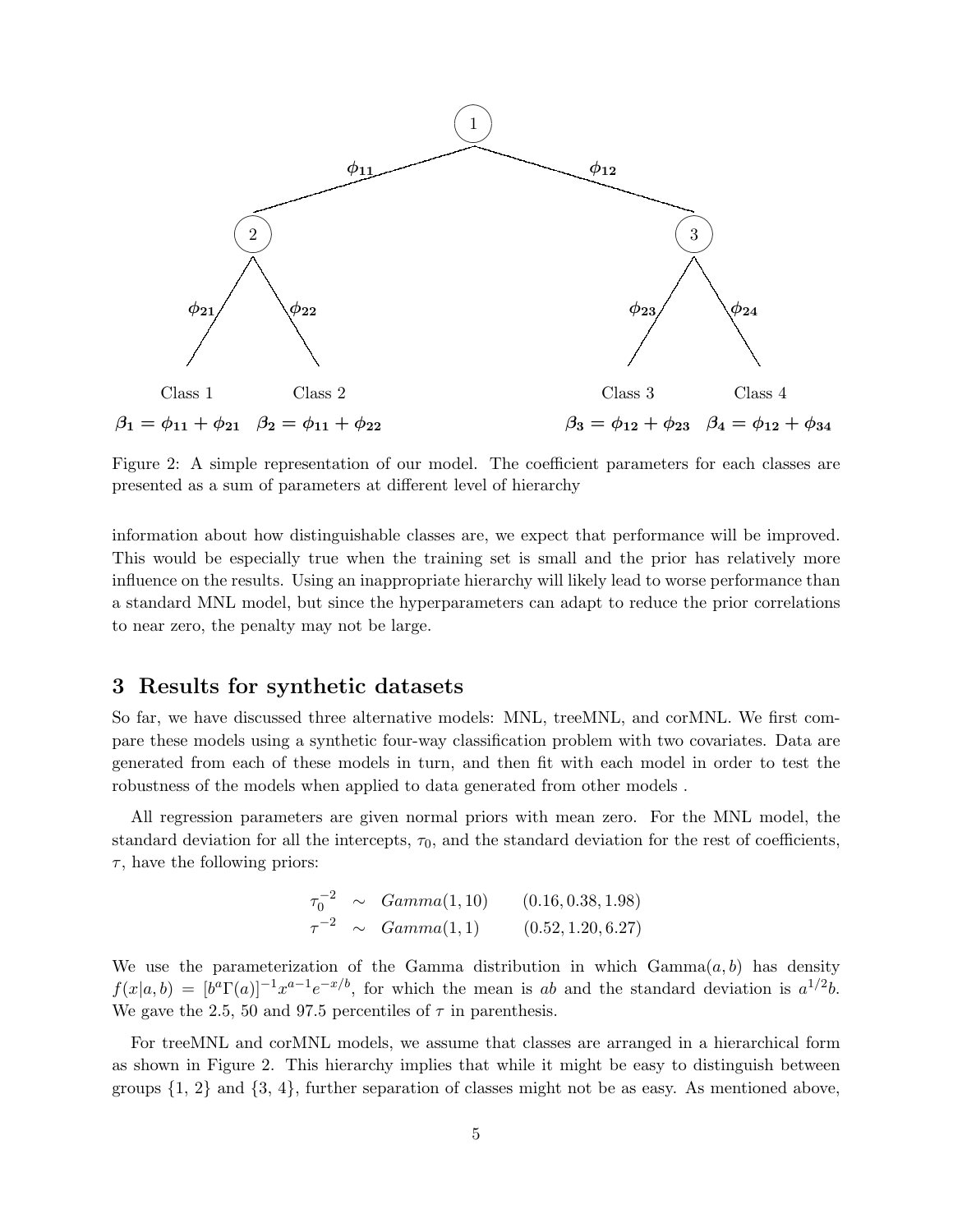Class 1 Class 2 Class 3 Class 4

$\boldsymbol{\beta_1 = \phi_{11} + \phi_{21}}$ $\boldsymbol{\beta_2 = \phi_{11} + \phi_{22}}$ $\boldsymbol{\beta_3 = \phi_{12} + \phi_{23}}$ $\boldsymbol{\beta_4 = \phi_{12} + \phi_{34}}$

Figure 2: A simple representation of our model. The coefficient parameters for each classes are presented as a sum of parameters at different level of hierarchy

information about how distinguishable classes are, we expect that performance will be improved. This would be especially true when the training set is small and the prior has relatively more influence on the results. Using an inappropriate hierarchy will likely lead to worse performance than a standard MNL model, but since the hyperparameters can adapt to reduce the prior correlations to near zero, the penalty may not be large.

## 3 Results for synthetic datasets

So far, we have discussed three alternative models: MNL, treeMNL, and corMNL. We first compare these models using a synthetic four-way classification problem with two covariates. Data are generated from each of these models in turn, and then fit with each model in order to test the robustness of the models when applied to data generated from other models .

All regression parameters are given normal priors with mean zero. For the MNL model, the standard deviation for all the intercepts, $\tau_0$, and the standard deviation for the rest of coefficients, $\tau$, have the following priors:

$$
\begin{aligned}
\tau_0^{-2} &\sim Gamma(1, 10) \qquad (0.16, 0.38, 1.98) \\
\tau^{-2} &\sim Gamma(1, 1) \qquad (0.52, 1.20, 6.27)
\end{aligned}
$$

We use the parameterization of the Gamma distribution in which Gamma$(a, b)$ has density $f(x|a, b) = [b^a \Gamma(a)]^{-1} x^{a-1} e^{-x/b}$, for which the mean is $ab$ and the standard deviation is $a^{1/2}b$. We gave the 2.5, 50 and 97.5 percentiles of $\tau$ in parenthesis.

For treeMNL and corMNL models, we assume that classes are arranged in a hierarchical form as shown in Figure 2. This hierarchy implies that while it might be easy to distinguish between groups {1, 2} and {3, 4}, further separation of classes might not be as easy. As mentioned above,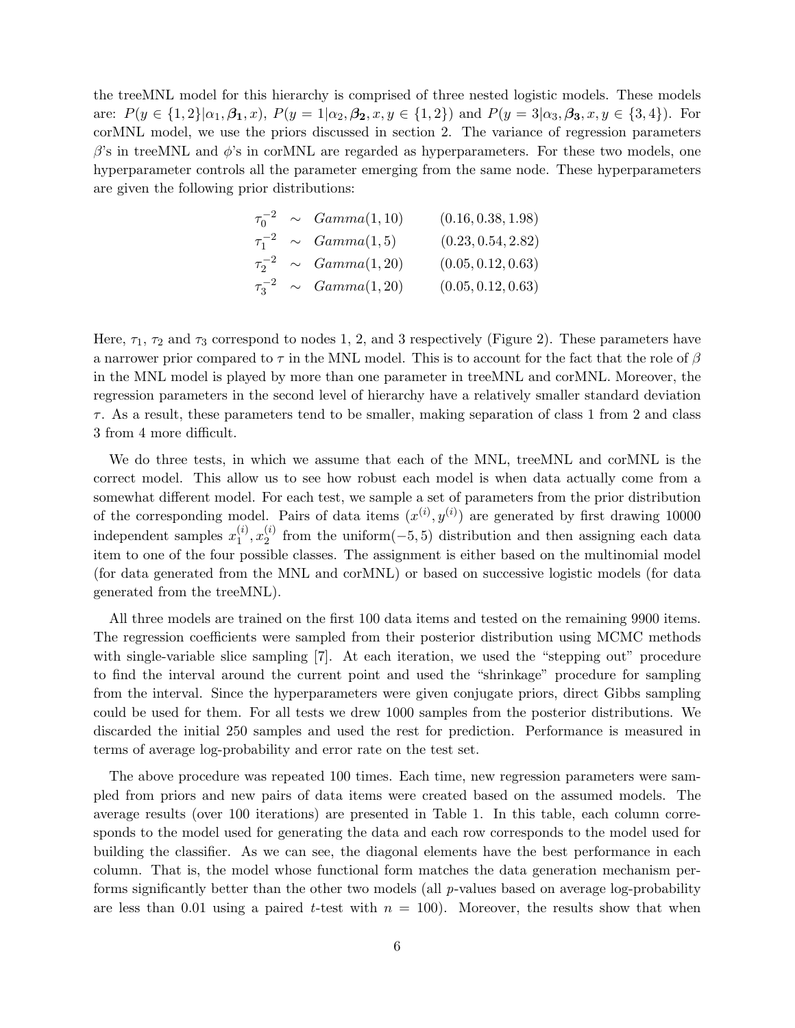the treeMNL model for this hierarchy is comprised of three nested logistic models. These models are: $P(y \in \{1,2\}|\alpha_1, \boldsymbol{\beta_1}, x)$, $P(y = 1|\alpha_2, \boldsymbol{\beta_2}, x, y \in \{1,2\})$ and $P(y = 3|\alpha_3, \boldsymbol{\beta_3}, x, y \in \{3,4\})$. For corMNL model, we use the priors discussed in section 2. The variance of regression parameters $\beta$'s in treeMNL and $\phi$'s in corMNL are regarded as hyperparameters. For these two models, one hyperparameter controls all the parameter emerging from the same node. These hyperparameters are given the following prior distributions:

$$
\begin{array}{lll}
\tau_0^{-2} \sim Gamma(1, 10) & & (0.16, 0.38, 1.98) \\
\tau_1^{-2} \sim Gamma(1, 5) & & (0.23, 0.54, 2.82) \\
\tau_2^{-2} \sim Gamma(1, 20) & & (0.05, 0.12, 0.63) \\
\tau_3^{-2} \sim Gamma(1, 20) & & (0.05, 0.12, 0.63)
\end{array}
$$

Here, $\tau_1$, $\tau_2$ and $\tau_3$ correspond to nodes 1, 2, and 3 respectively (Figure 2). These parameters have a narrower prior compared to $\tau$ in the MNL model. This is to account for the fact that the role of $\beta$ in the MNL model is played by more than one parameter in treeMNL and corMNL. Moreover, the regression parameters in the second level of hierarchy have a relatively smaller standard deviation $\tau$. As a result, these parameters tend to be smaller, making separation of class 1 from 2 and class 3 from 4 more difficult.

We do three tests, in which we assume that each of the MNL, treeMNL and corMNL is the correct model. This allow us to see how robust each model is when data actually come from a somewhat different model. For each test, we sample a set of parameters from the prior distribution of the corresponding model. Pairs of data items $(x^{(i)}, y^{(i)})$ are generated by first drawing 10000 independent samples $x_1^{(i)}, x_2^{(i)}$ from the uniform$(-5, 5)$ distribution and then assigning each data item to one of the four possible classes. The assignment is either based on the multinomial model (for data generated from the MNL and corMNL) or based on successive logistic models (for data generated from the treeMNL).

All three models are trained on the first 100 data items and tested on the remaining 9900 items. The regression coefficients were sampled from their posterior distribution using MCMC methods with single-variable slice sampling [7]. At each iteration, we used the "stepping out" procedure to find the interval around the current point and used the "shrinkage" procedure for sampling from the interval. Since the hyperparameters were given conjugate priors, direct Gibbs sampling could be used for them. For all tests we drew 1000 samples from the posterior distributions. We discarded the initial 250 samples and used the rest for prediction. Performance is measured in terms of average log-probability and error rate on the test set.

The above procedure was repeated 100 times. Each time, new regression parameters were sampled from priors and new pairs of data items were created based on the assumed models. The average results (over 100 iterations) are presented in Table 1. In this table, each column corresponds to the model used for generating the data and each row corresponds to the model used for building the classifier. As we can see, the diagonal elements have the best performance in each column. That is, the model whose functional form matches the data generation mechanism performs significantly better than the other two models (all $p$-values based on average log-probability are less than 0.01 using a paired $t$-test with $n = 100$). Moreover, the results show that when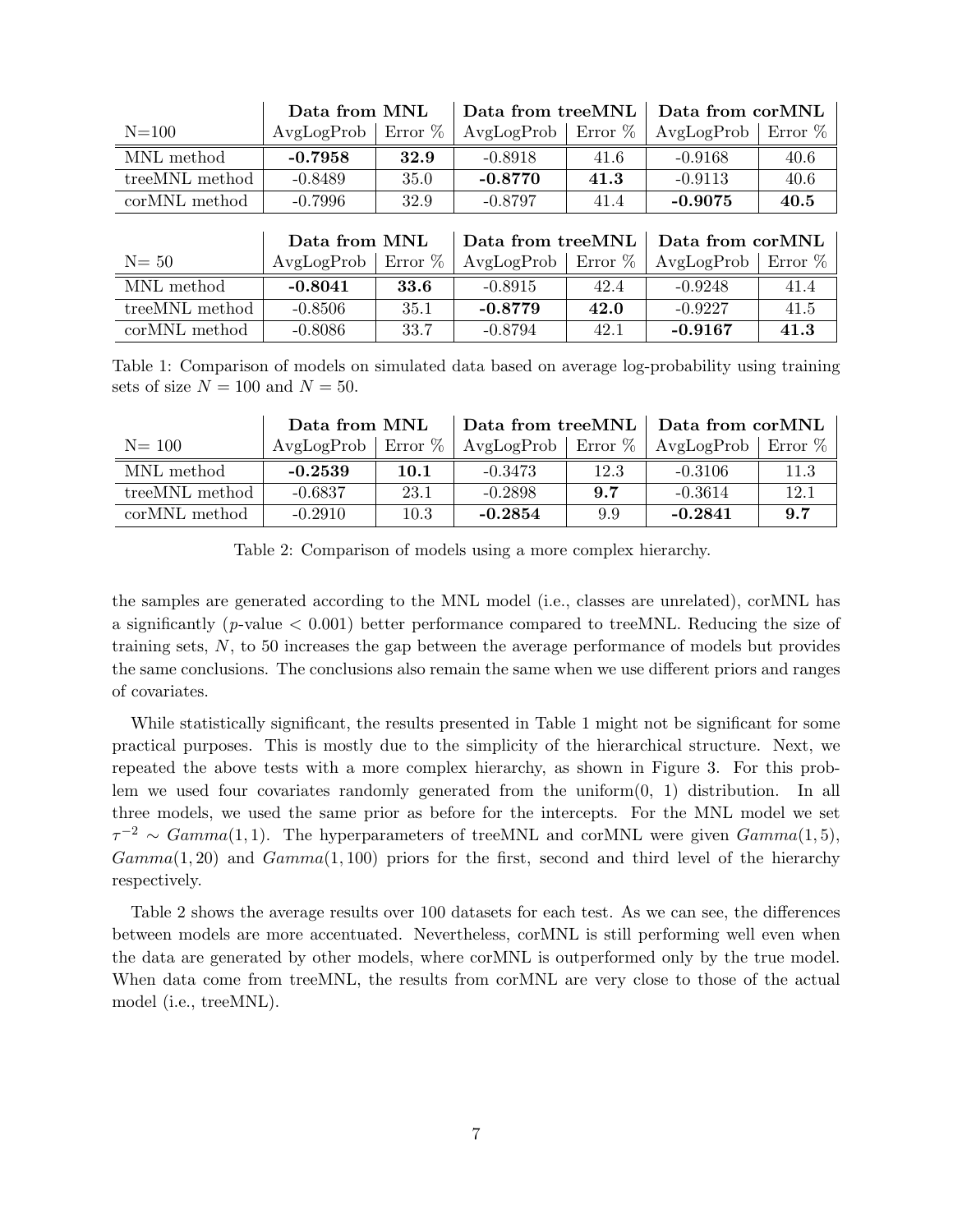| N=100 | Data from MNL | | Data from treeMNL | | Data from corMNL | |
|---|---|---|---|---|---|---|
| | AvgLogProb | Error % | AvgLogProb | Error % | AvgLogProb | Error % |
| MNL method | **-0.7958** | **32.9** | -0.8918 | 41.6 | -0.9168 | 40.6 |
| treeMNL method | -0.8489 | 35.0 | **-0.8770** | **41.3** | -0.9113 | 40.6 |
| corMNL method | -0.7996 | 32.9 | -0.8797 | 41.4 | **-0.9075** | **40.5** |

| N= 50 | Data from MNL | | Data from treeMNL | | Data from corMNL | |
|---|---|---|---|---|---|---|
| | AvgLogProb | Error % | AvgLogProb | Error % | AvgLogProb | Error % |
| MNL method | **-0.8041** | **33.6** | -0.8915 | 42.4 | -0.9248 | 41.4 |
| treeMNL method | -0.8506 | 35.1 | **-0.8779** | **42.0** | -0.9227 | 41.5 |
| corMNL method | -0.8086 | 33.7 | -0.8794 | 42.1 | **-0.9167** | **41.3** |

Table 1: Comparison of models on simulated data based on average log-probability using training sets of size $N = 100$ and $N = 50$.

| N= 100 | Data from MNL | | Data from treeMNL | | Data from corMNL | |
|---|---|---|---|---|---|---|
| | AvgLogProb | Error % | AvgLogProb | Error % | AvgLogProb | Error % |
| MNL method | **-0.2539** | **10.1** | -0.3473 | 12.3 | -0.3106 | 11.3 |
| treeMNL method | -0.6837 | 23.1 | -0.2898 | **9.7** | -0.3614 | 12.1 |
| corMNL method | -0.2910 | 10.3 | **-0.2854** | 9.9 | **-0.2841** | **9.7** |

Table 2: Comparison of models using a more complex hierarchy.

the samples are generated according to the MNL model (i.e., classes are unrelated), corMNL has a significantly ($p$-value $< 0.001$) better performance compared to treeMNL. Reducing the size of training sets, $N$, to 50 increases the gap between the average performance of models but provides the same conclusions. The conclusions also remain the same when we use different priors and ranges of covariates.

While statistically significant, the results presented in Table 1 might not be significant for some practical purposes. This is mostly due to the simplicity of the hierarchical structure. Next, we repeated the above tests with a more complex hierarchy, as shown in Figure 3. For this problem we used four covariates randomly generated from the uniform(0, 1) distribution. In all three models, we used the same prior as before for the intercepts. For the MNL model we set $\tau^{-2} \sim Gamma(1, 1)$. The hyperparameters of treeMNL and corMNL were given $Gamma(1, 5)$, $Gamma(1, 20)$ and $Gamma(1, 100)$ priors for the first, second and third level of the hierarchy respectively.

Table 2 shows the average results over 100 datasets for each test. As we can see, the differences between models are more accentuated. Nevertheless, corMNL is still performing well even when the data are generated by other models, where corMNL is outperformed only by the true model. When data come from treeMNL, the results from corMNL are very close to those of the actual model (i.e., treeMNL).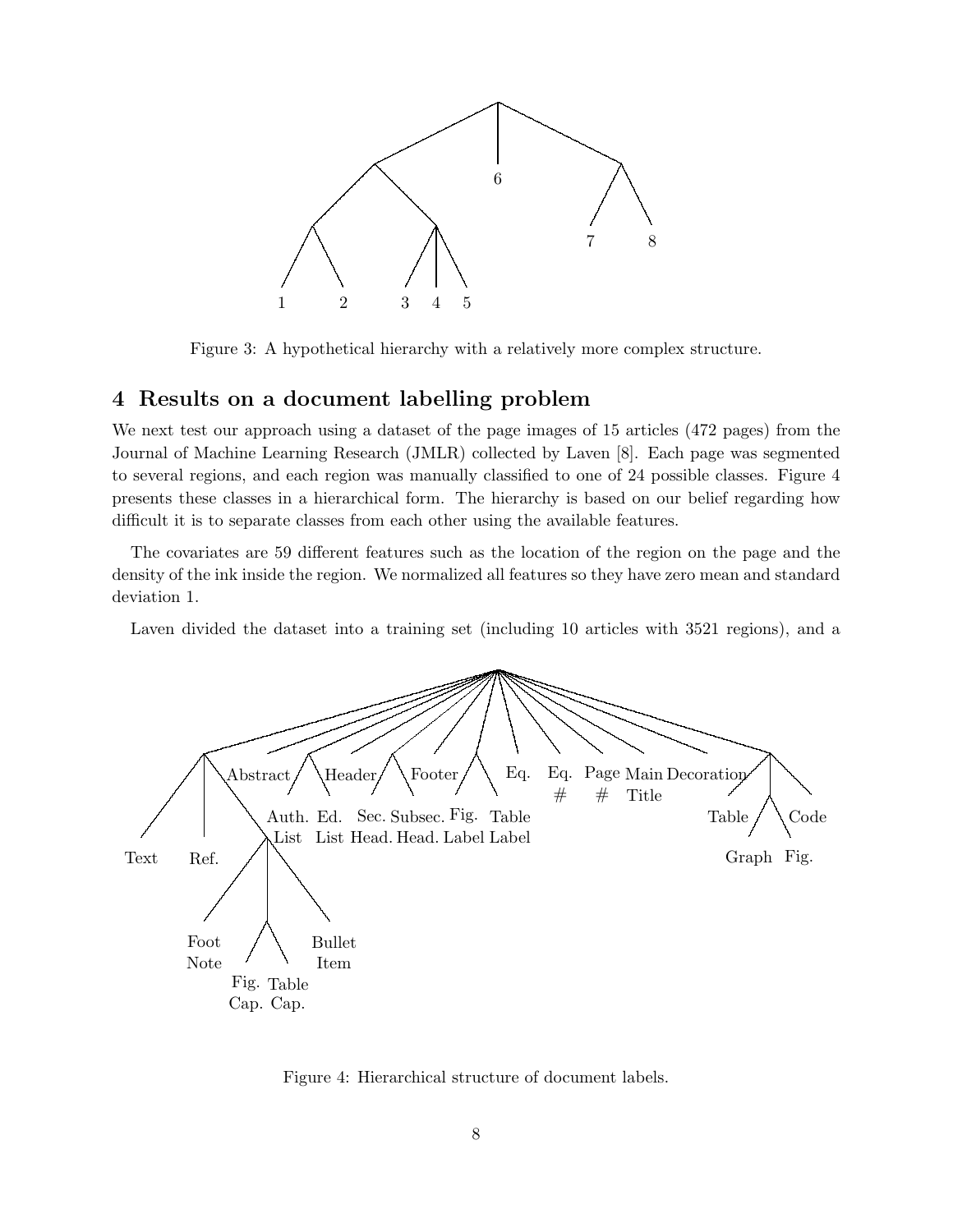Figure 3: A hypothetical hierarchy with a relatively more complex structure.

## 4 Results on a document labelling problem

We next test our approach using a dataset of the page images of 15 articles (472 pages) from the Journal of Machine Learning Research (JMLR) collected by Laven [8]. Each page was segmented to several regions, and each region was manually classified to one of 24 possible classes. Figure 4 presents these classes in a hierarchical form. The hierarchy is based on our belief regarding how difficult it is to separate classes from each other using the available features.

The covariates are 59 different features such as the location of the region on the page and the density of the ink inside the region. We normalized all features so they have zero mean and standard deviation 1.

Laven divided the dataset into a training set (including 10 articles with 3521 regions), and a

Figure 4: Hierarchical structure of document labels.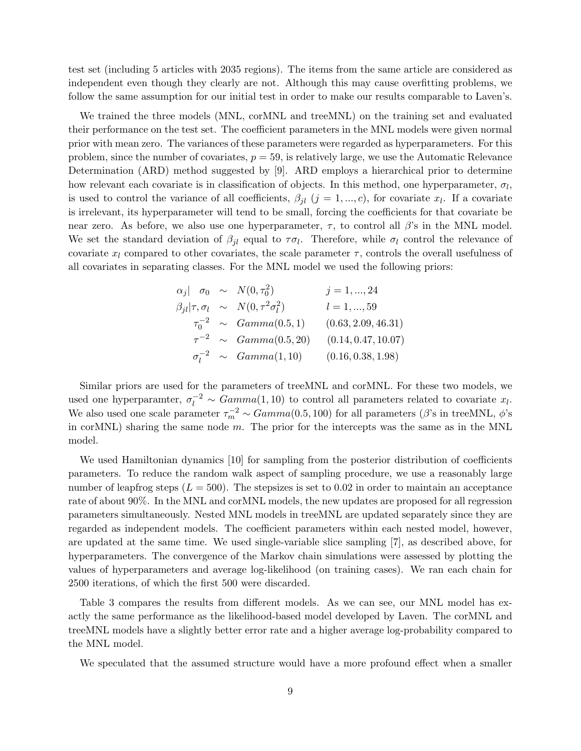test set (including 5 articles with 2035 regions). The items from the same article are considered as independent even though they clearly are not. Although this may cause overfitting problems, we follow the same assumption for our initial test in order to make our results comparable to Laven's.

We trained the three models (MNL, corMNL and treeMNL) on the training set and evaluated their performance on the test set. The coefficient parameters in the MNL models were given normal prior with mean zero. The variances of these parameters were regarded as hyperparameters. For this problem, since the number of covariates, $p = 59$, is relatively large, we use the Automatic Relevance Determination (ARD) method suggested by [9]. ARD employs a hierarchical prior to determine how relevant each covariate is in classification of objects. In this method, one hyperparameter, $\sigma_l$, is used to control the variance of all coefficients, $\beta_{jl}$ ($j = 1, ..., c$), for covariate $x_l$. If a covariate is irrelevant, its hyperparameter will tend to be small, forcing the coefficients for that covariate be near zero. As before, we also use one hyperparameter, $\tau$, to control all $\beta$'s in the MNL model. We set the standard deviation of $\beta_{jl}$ equal to $\tau\sigma_l$. Therefore, while $\sigma_l$ control the relevance of covariate $x_l$ compared to other covariates, the scale parameter $\tau$, controls the overall usefulness of all covariates in separating classes. For the MNL model we used the following priors:

$$
\begin{array}{rclr}
\alpha_j | \ \ \sigma_0 & \sim & N(0, \tau_0^2) & j = 1, ..., 24 \\
\beta_{jl} | \tau, \sigma_l & \sim & N(0, \tau^2 \sigma_l^2) & l = 1, ..., 59 \\
\tau_0^{-2} & \sim & Gamma(0.5, 1) & (0.63, 2.09, 46.31) \\
\tau^{-2} & \sim & Gamma(0.5, 20) & (0.14, 0.47, 10.07) \\
\sigma_l^{-2} & \sim & Gamma(1, 10) & (0.16, 0.38, 1.98)
\end{array}
$$

Similar priors are used for the parameters of treeMNL and corMNL. For these two models, we used one hyperparamter, $\sigma_l^{-2} \sim Gamma(1, 10)$ to control all parameters related to covariate $x_l$. We also used one scale parameter $\tau_m^{-2} \sim Gamma(0.5, 100)$ for all parameters ($\beta$'s in treeMNL, $\phi$'s in corMNL) sharing the same node $m$. The prior for the intercepts was the same as in the MNL model.

We used Hamiltonian dynamics [10] for sampling from the posterior distribution of coefficients parameters. To reduce the random walk aspect of sampling procedure, we use a reasonably large number of leapfrog steps ($L = 500$). The stepsizes is set to 0.02 in order to maintain an acceptance rate of about 90%. In the MNL and corMNL models, the new updates are proposed for all regression parameters simultaneously. Nested MNL models in treeMNL are updated separately since they are regarded as independent models. The coefficient parameters within each nested model, however, are updated at the same time. We used single-variable slice sampling [7], as described above, for hyperparameters. The convergence of the Markov chain simulations were assessed by plotting the values of hyperparameters and average log-likelihood (on training cases). We ran each chain for 2500 iterations, of which the first 500 were discarded.

Table 3 compares the results from different models. As we can see, our MNL model has exactly the same performance as the likelihood-based model developed by Laven. The corMNL and treeMNL models have a slightly better error rate and a higher average log-probability compared to the MNL model.

We speculated that the assumed structure would have a more profound effect when a smaller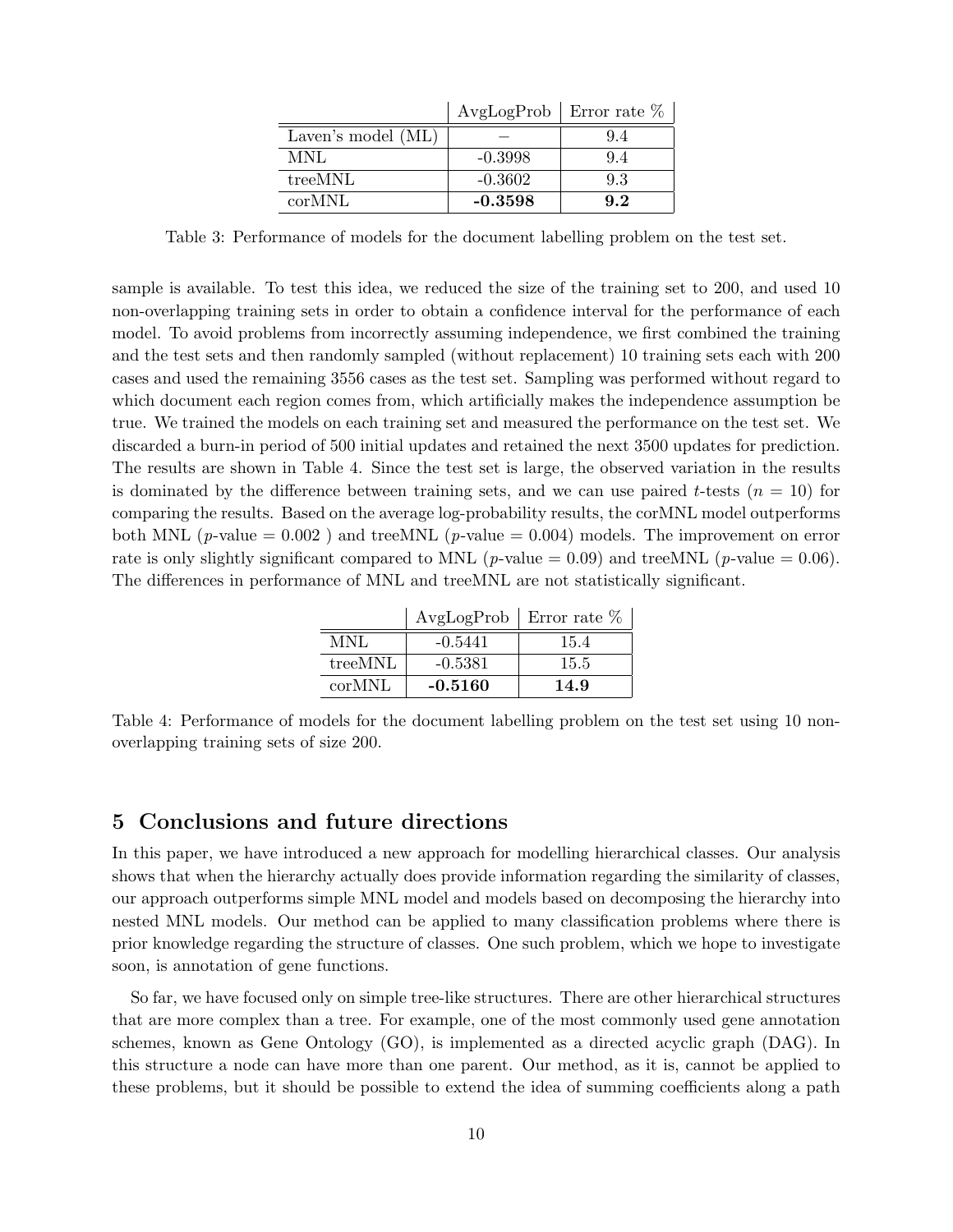| | AvgLogProb | Error rate % |
|---|---|---|
| Laven's model (ML) | – | 9.4 |
| MNL | -0.3998 | 9.4 |
| treeMNL | -0.3602 | 9.3 |
| corMNL | **-0.3598** | **9.2** |

Table 3: Performance of models for the document labelling problem on the test set.

sample is available. To test this idea, we reduced the size of the training set to 200, and used 10 non-overlapping training sets in order to obtain a confidence interval for the performance of each model. To avoid problems from incorrectly assuming independence, we first combined the training and the test sets and then randomly sampled (without replacement) 10 training sets each with 200 cases and used the remaining 3556 cases as the test set. Sampling was performed without regard to which document each region comes from, which artificially makes the independence assumption be true. We trained the models on each training set and measured the performance on the test set. We discarded a burn-in period of 500 initial updates and retained the next 3500 updates for prediction. The results are shown in Table 4. Since the test set is large, the observed variation in the results is dominated by the difference between training sets, and we can use paired $t$-tests ($n = 10$) for comparing the results. Based on the average log-probability results, the corMNL model outperforms both MNL ($p$-value = 0.002 ) and treeMNL ($p$-value = 0.004) models. The improvement on error rate is only slightly significant compared to MNL ($p$-value = 0.09) and treeMNL ($p$-value = 0.06). The differences in performance of MNL and treeMNL are not statistically significant.

| | AvgLogProb | Error rate % |
|---|---|---|
| MNL | -0.5441 | 15.4 |
| treeMNL | -0.5381 | 15.5 |
| corMNL | **-0.5160** | **14.9** |

Table 4: Performance of models for the document labelling problem on the test set using 10 non-overlapping training sets of size 200.

## 5 Conclusions and future directions

In this paper, we have introduced a new approach for modelling hierarchical classes. Our analysis shows that when the hierarchy actually does provide information regarding the similarity of classes, our approach outperforms simple MNL model and models based on decomposing the hierarchy into nested MNL models. Our method can be applied to many classification problems where there is prior knowledge regarding the structure of classes. One such problem, which we hope to investigate soon, is annotation of gene functions.

So far, we have focused only on simple tree-like structures. There are other hierarchical structures that are more complex than a tree. For example, one of the most commonly used gene annotation schemes, known as Gene Ontology (GO), is implemented as a directed acyclic graph (DAG). In this structure a node can have more than one parent. Our method, as it is, cannot be applied to these problems, but it should be possible to extend the idea of summing coefficients along a path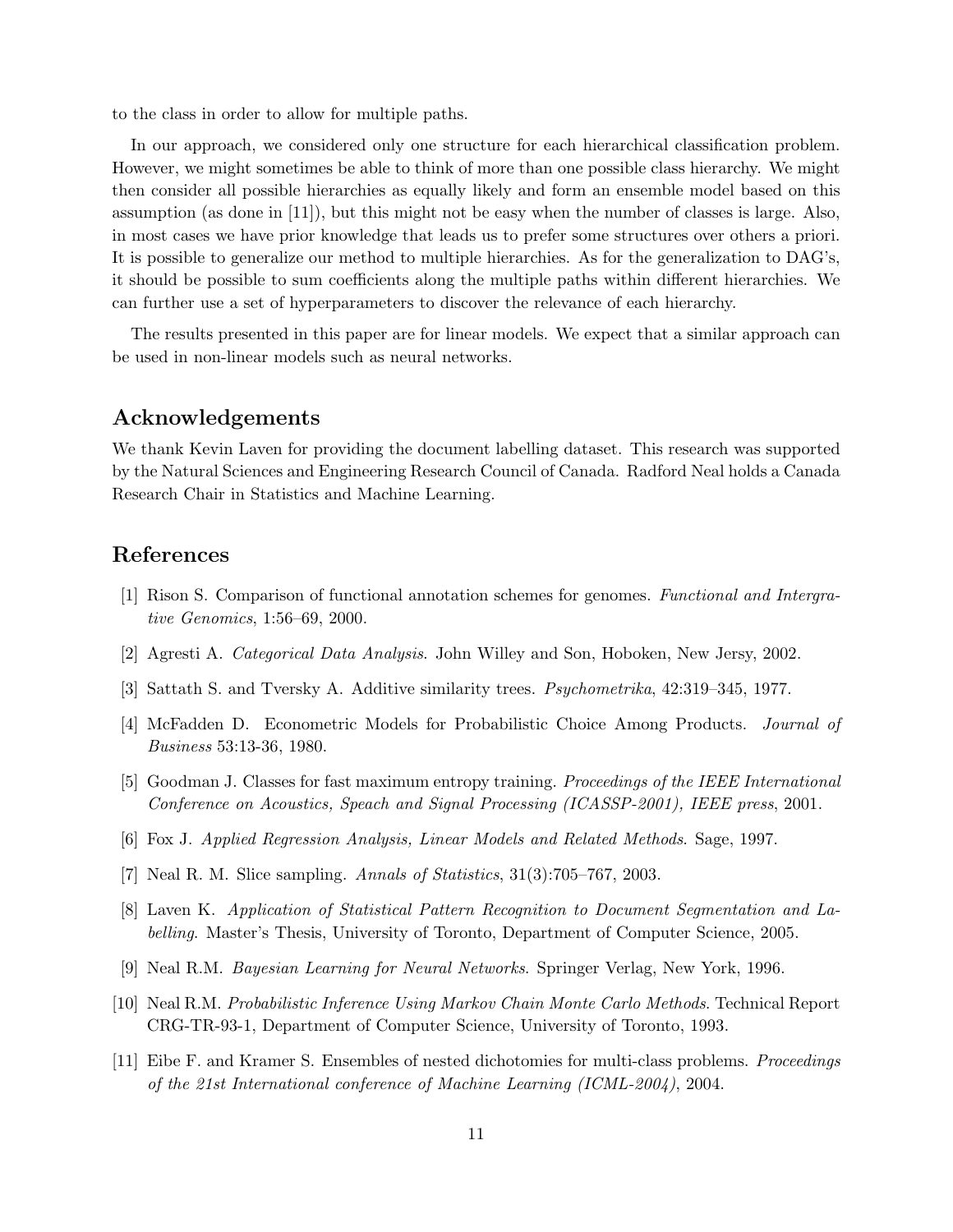to the class in order to allow for multiple paths.

In our approach, we considered only one structure for each hierarchical classification problem. However, we might sometimes be able to think of more than one possible class hierarchy. We might then consider all possible hierarchies as equally likely and form an ensemble model based on this assumption (as done in [11]), but this might not be easy when the number of classes is large. Also, in most cases we have prior knowledge that leads us to prefer some structures over others a priori. It is possible to generalize our method to multiple hierarchies. As for the generalization to DAG's, it should be possible to sum coefficients along the multiple paths within different hierarchies. We can further use a set of hyperparameters to discover the relevance of each hierarchy.

The results presented in this paper are for linear models. We expect that a similar approach can be used in non-linear models such as neural networks.

## Acknowledgements

We thank Kevin Laven for providing the document labelling dataset. This research was supported by the Natural Sciences and Engineering Research Council of Canada. Radford Neal holds a Canada Research Chair in Statistics and Machine Learning.

## References

[1] Rison S. Comparison of functional annotation schemes for genomes. *Functional and Intergrative Genomics*, 1:56–69, 2000.

[2] Agresti A. *Categorical Data Analysis*. John Willey and Son, Hoboken, New Jersy, 2002.

[3] Sattath S. and Tversky A. Additive similarity trees. *Psychometrika*, 42:319–345, 1977.

[4] McFadden D. Econometric Models for Probabilistic Choice Among Products. *Journal of Business* 53:13-36, 1980.

[5] Goodman J. Classes for fast maximum entropy training. *Proceedings of the IEEE International Conference on Acoustics, Speach and Signal Processing (ICASSP-2001), IEEE press*, 2001.

[6] Fox J. *Applied Regression Analysis, Linear Models and Related Methods*. Sage, 1997.

[7] Neal R. M. Slice sampling. *Annals of Statistics*, 31(3):705–767, 2003.

[8] Laven K. *Application of Statistical Pattern Recognition to Document Segmentation and Labelling*. Master's Thesis, University of Toronto, Department of Computer Science, 2005.

[9] Neal R.M. *Bayesian Learning for Neural Networks*. Springer Verlag, New York, 1996.

[10] Neal R.M. *Probabilistic Inference Using Markov Chain Monte Carlo Methods*. Technical Report CRG-TR-93-1, Department of Computer Science, University of Toronto, 1993.

[11] Eibe F. and Kramer S. Ensembles of nested dichotomies for multi-class problems. *Proceedings of the 21st International conference of Machine Learning (ICML-2004)*, 2004.